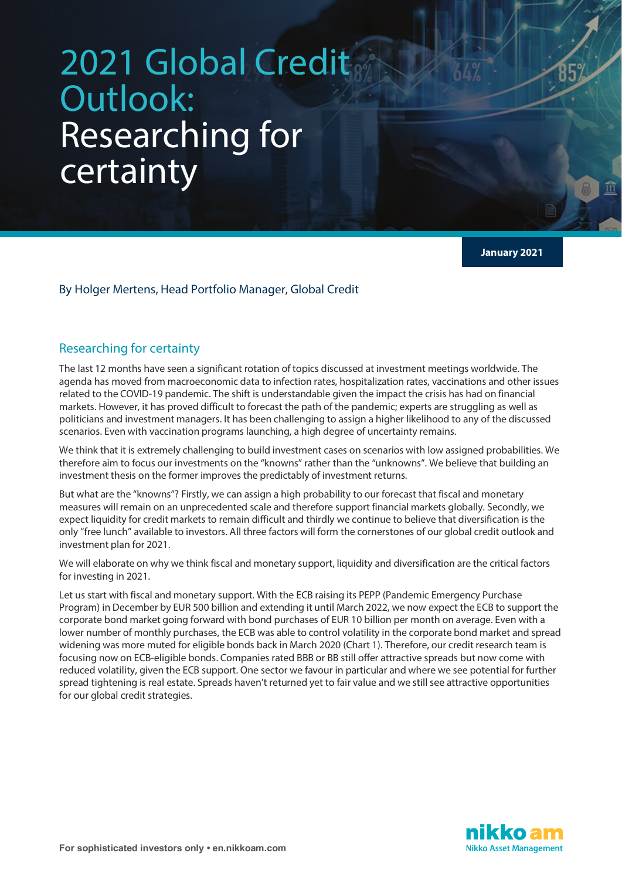# 2021 Global Credit Outlook: Researching for certainty

**January 2021**

By Holger Mertens, Head Portfolio Manager, Global Credit

## Researching for certainty

The last 12 months have seen a significant rotation of topics discussed at investment meetings worldwide. The agenda has moved from macroeconomic data to infection rates, hospitalization rates, vaccinations and other issues related to the COVID-19 pandemic. The shift is understandable given the impact the crisis has had on financial markets. However, it has proved difficult to forecast the path of the pandemic; experts are struggling as well as politicians and investment managers. It has been challenging to assign a higher likelihood to any of the discussed scenarios. Even with vaccination programs launching, a high degree of uncertainty remains.

We think that it is extremely challenging to build investment cases on scenarios with low assigned probabilities. We therefore aim to focus our investments on the "knowns" rather than the "unknowns". We believe that building an investment thesis on the former improves the predictably of investment returns.

But what are the "knowns"? Firstly, we can assign a high probability to our forecast that fiscal and monetary measures will remain on an unprecedented scale and therefore support financial markets globally. Secondly, we expect liquidity for credit markets to remain difficult and thirdly we continue to believe that diversification is the only "free lunch" available to investors. All three factors will form the cornerstones of our global credit outlook and investment plan for 2021.

We will elaborate on why we think fiscal and monetary support, liquidity and diversification are the critical factors for investing in 2021.

Let us start with fiscal and monetary support. With the ECB raising its PEPP (Pandemic Emergency Purchase Program) in December by EUR 500 billion and extending it until March 2022, we now expect the ECB to support the corporate bond market going forward with bond purchases of EUR 10 billion per month on average. Even with a lower number of monthly purchases, the ECB was able to control volatility in the corporate bond market and spread widening was more muted for eligible bonds back in March 2020 (Chart 1). Therefore, our credit research team is focusing now on ECB-eligible bonds. Companies rated BBB or BB still offer attractive spreads but now come with reduced volatility, given the ECB support. One sector we favour in particular and where we see potential for further spread tightening is real estate. Spreads haven't returned yet to fair value and we still see attractive opportunities for our global credit strategies.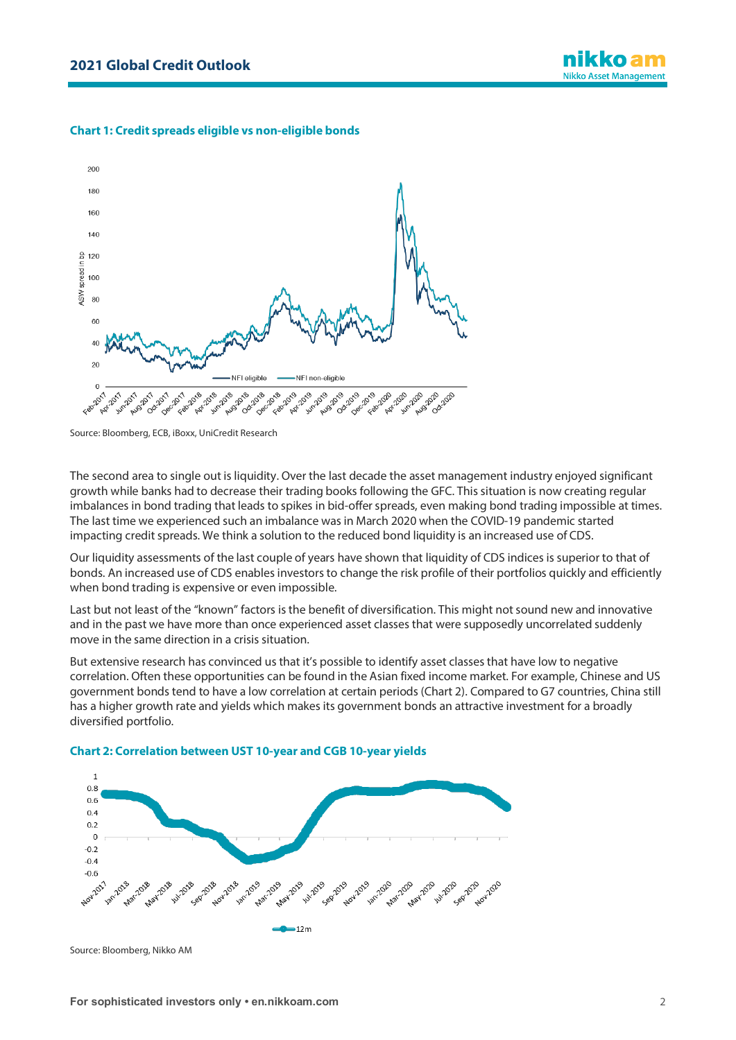### Chart 1: Credit spreads eligible vs non-eligible bonds

Source: Bloomberg, ECB, iBoxx, UniCredit Research

The second area to single out is liquidity. Over the last decade the asset management industry enjoyed significant growth while banks had to decrease their trading books following the GFC. This situation is now creating regular imbalances in bond trading that leads to spikes in bid-offer spreads, even making bond trading impossible at times. The last time we experienced such an imbalance was in March 2020 when the COVID-19 pandemic started impacting credit spreads. We think a solution to the reduced bond liquidity is an increased use of CDS.

Our liquidity assessments of the last couple of years have shown that liquidity of CDS indices is superior to that of bonds. An increased use of CDS enables investors to change the risk profile of their portfolios quickly and efficiently when bond trading is expensive or even impossible.

Last but not least of the “known” factors is the benefit of diversification. This might not sound new and innovative and in the past we have more than once experienced asset classes that were supposedly uncorrelated suddenly move in the same direction in a crisis situation.

But extensive research has convinced us that it’s possible to identify asset classes that have low to negative correlation. Often these opportunities can be found in the Asian fixed income market. For example, Chinese and US government bonds tend to have a low correlation at certain periods (Chart 2). Compared to G7 countries, China still has a higher growth rate and yields which makes its government bonds an attractive investment for a broadly diversified portfolio.

### Chart 2: Correlation between UST 10-year and CGB 10-year yields

Source: Bloomberg, Nikko AM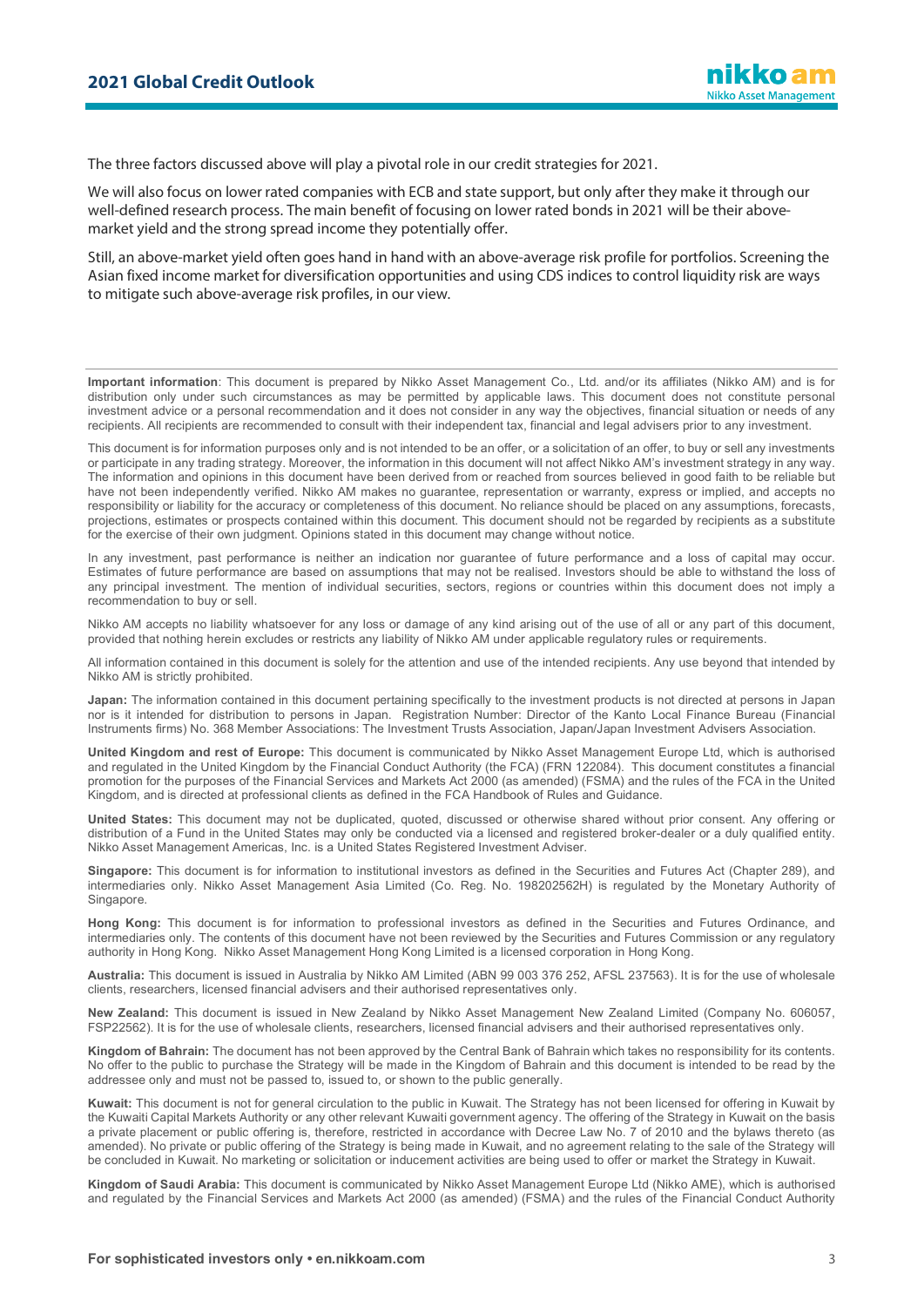The three factors discussed above will play a pivotal role in our credit strategies for 2021.

We will also focus on lower rated companies with ECB and state support, but only after they make it through our well-defined research process. The main benefit of focusing on lower rated bonds in 2021 will be their above-market yield and the strong spread income they potentially offer.

Still, an above-market yield often goes hand in hand with an above-average risk profile for portfolios. Screening the Asian fixed income market for diversification opportunities and using CDS indices to control liquidity risk are ways to mitigate such above-average risk profiles, in our view.

---

**Important information**: This document is prepared by Nikko Asset Management Co., Ltd. and/or its affiliates (Nikko AM) and is for distribution only under such circumstances as may be permitted by applicable laws. This document does not constitute personal investment advice or a personal recommendation and it does not consider in any way the objectives, financial situation or needs of any recipients. All recipients are recommended to consult with their independent tax, financial and legal advisers prior to any investment.

This document is for information purposes only and is not intended to be an offer, or a solicitation of an offer, to buy or sell any investments or participate in any trading strategy. Moreover, the information in this document will not affect Nikko AM's investment strategy in any way. The information and opinions in this document have been derived from or reached from sources believed in good faith to be reliable but have not been independently verified. Nikko AM makes no guarantee, representation or warranty, express or implied, and accepts no responsibility or liability for the accuracy or completeness of this document. No reliance should be placed on any assumptions, forecasts, projections, estimates or prospects contained within this document. This document should not be regarded by recipients as a substitute for the exercise of their own judgment. Opinions stated in this document may change without notice.

In any investment, past performance is neither an indication nor guarantee of future performance and a loss of capital may occur. Estimates of future performance are based on assumptions that may not be realised. Investors should be able to withstand the loss of any principal investment. The mention of individual securities, sectors, regions or countries within this document does not imply a recommendation to buy or sell.

Nikko AM accepts no liability whatsoever for any loss or damage of any kind arising out of the use of all or any part of this document, provided that nothing herein excludes or restricts any liability of Nikko AM under applicable regulatory rules or requirements.

All information contained in this document is solely for the attention and use of the intended recipients. Any use beyond that intended by Nikko AM is strictly prohibited.

**Japan:** The information contained in this document pertaining specifically to the investment products is not directed at persons in Japan nor is it intended for distribution to persons in Japan. Registration Number: Director of the Kanto Local Finance Bureau (Financial Instruments firms) No. 368 Member Associations: The Investment Trusts Association, Japan/Japan Investment Advisers Association.

**United Kingdom and rest of Europe:** This document is communicated by Nikko Asset Management Europe Ltd, which is authorised and regulated in the United Kingdom by the Financial Conduct Authority (the FCA) (FRN 122084). This document constitutes a financial promotion for the purposes of the Financial Services and Markets Act 2000 (as amended) (FSMA) and the rules of the FCA in the United Kingdom, and is directed at professional clients as defined in the FCA Handbook of Rules and Guidance.

**United States:** This document may not be duplicated, quoted, discussed or otherwise shared without prior consent. Any offering or distribution of a Fund in the United States may only be conducted via a licensed and registered broker-dealer or a duly qualified entity. Nikko Asset Management Americas, Inc. is a United States Registered Investment Adviser.

**Singapore:** This document is for information to institutional investors as defined in the Securities and Futures Act (Chapter 289), and intermediaries only. Nikko Asset Management Asia Limited (Co. Reg. No. 198202562H) is regulated by the Monetary Authority of Singapore.

**Hong Kong:** This document is for information to professional investors as defined in the Securities and Futures Ordinance, and intermediaries only. The contents of this document have not been reviewed by the Securities and Futures Commission or any regulatory authority in Hong Kong. Nikko Asset Management Hong Kong Limited is a licensed corporation in Hong Kong.

**Australia:** This document is issued in Australia by Nikko AM Limited (ABN 99 003 376 252, AFSL 237563). It is for the use of wholesale clients, researchers, licensed financial advisers and their authorised representatives only.

**New Zealand:** This document is issued in New Zealand by Nikko Asset Management New Zealand Limited (Company No. 606057, FSP22562). It is for the use of wholesale clients, researchers, licensed financial advisers and their authorised representatives only.

**Kingdom of Bahrain:** The document has not been approved by the Central Bank of Bahrain which takes no responsibility for its contents. No offer to the public to purchase the Strategy will be made in the Kingdom of Bahrain and this document is intended to be read by the addressee only and must not be passed to, issued to, or shown to the public generally.

**Kuwait:** This document is not for general circulation to the public in Kuwait. The Strategy has not been licensed for offering in Kuwait by the Kuwaiti Capital Markets Authority or any other relevant Kuwaiti government agency. The offering of the Strategy in Kuwait on the basis a private placement or public offering is, therefore, restricted in accordance with Decree Law No. 7 of 2010 and the bylaws thereto (as amended). No private or public offering of the Strategy is being made in Kuwait, and no agreement relating to the sale of the Strategy will be concluded in Kuwait. No marketing or solicitation or inducement activities are being used to offer or market the Strategy in Kuwait.

**Kingdom of Saudi Arabia:** This document is communicated by Nikko Asset Management Europe Ltd (Nikko AME), which is authorised and regulated by the Financial Services and Markets Act 2000 (as amended) (FSMA) and the rules of the Financial Conduct Authority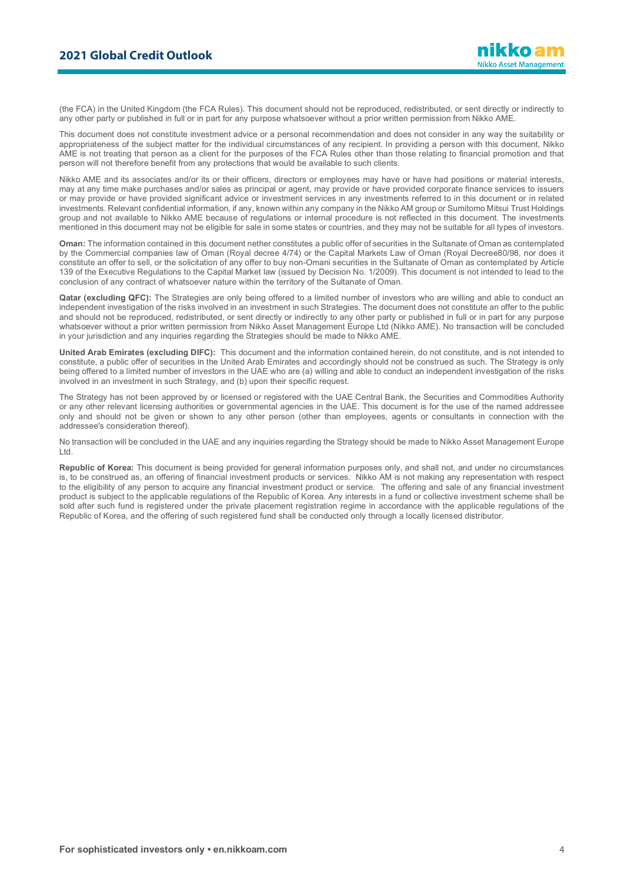(the FCA) in the United Kingdom (the FCA Rules). This document should not be reproduced, redistributed, or sent directly or indirectly to any other party or published in full or in part for any purpose whatsoever without a prior written permission from Nikko AME.

This document does not constitute investment advice or a personal recommendation and does not consider in any way the suitability or appropriateness of the subject matter for the individual circumstances of any recipient. In providing a person with this document, Nikko AME is not treating that person as a client for the purposes of the FCA Rules other than those relating to financial promotion and that person will not therefore benefit from any protections that would be available to such clients.

Nikko AME and its associates and/or its or their officers, directors or employees may have or have had positions or material interests, may at any time make purchases and/or sales as principal or agent, may provide or have provided corporate finance services to issuers or may provide or have provided significant advice or investment services in any investments referred to in this document or in related investments. Relevant confidential information, if any, known within any company in the Nikko AM group or Sumitomo Mitsui Trust Holdings group and not available to Nikko AME because of regulations or internal procedure is not reflected in this document. The investments mentioned in this document may not be eligible for sale in some states or countries, and they may not be suitable for all types of investors.

**Oman:** The information contained in this document nether constitutes a public offer of securities in the Sultanate of Oman as contemplated by the Commercial companies law of Oman (Royal decree 4/74) or the Capital Markets Law of Oman (Royal Decree80/98, nor does it constitute an offer to sell, or the solicitation of any offer to buy non-Omani securities in the Sultanate of Oman as contemplated by Article 139 of the Executive Regulations to the Capital Market law (issued by Decision No. 1/2009). This document is not intended to lead to the conclusion of any contract of whatsoever nature within the territory of the Sultanate of Oman.

**Qatar (excluding QFC):** The Strategies are only being offered to a limited number of investors who are willing and able to conduct an independent investigation of the risks involved in an investment in such Strategies. The document does not constitute an offer to the public and should not be reproduced, redistributed, or sent directly or indirectly to any other party or published in full or in part for any purpose whatsoever without a prior written permission from Nikko Asset Management Europe Ltd (Nikko AME). No transaction will be concluded in your jurisdiction and any inquiries regarding the Strategies should be made to Nikko AME.

**United Arab Emirates (excluding DIFC):** This document and the information contained herein, do not constitute, and is not intended to constitute, a public offer of securities in the United Arab Emirates and accordingly should not be construed as such. The Strategy is only being offered to a limited number of investors in the UAE who are (a) willing and able to conduct an independent investigation of the risks involved in an investment in such Strategy, and (b) upon their specific request.

The Strategy has not been approved by or licensed or registered with the UAE Central Bank, the Securities and Commodities Authority or any other relevant licensing authorities or governmental agencies in the UAE. This document is for the use of the named addressee only and should not be given or shown to any other person (other than employees, agents or consultants in connection with the addressee's consideration thereof).

No transaction will be concluded in the UAE and any inquiries regarding the Strategy should be made to Nikko Asset Management Europe Ltd.

**Republic of Korea:** This document is being provided for general information purposes only, and shall not, and under no circumstances is, to be construed as, an offering of financial investment products or services. Nikko AM is not making any representation with respect to the eligibility of any person to acquire any financial investment product or service. The offering and sale of any financial investment product is subject to the applicable regulations of the Republic of Korea. Any interests in a fund or collective investment scheme shall be sold after such fund is registered under the private placement registration regime in accordance with the applicable regulations of the Republic of Korea, and the offering of such registered fund shall be conducted only through a locally licensed distributor.